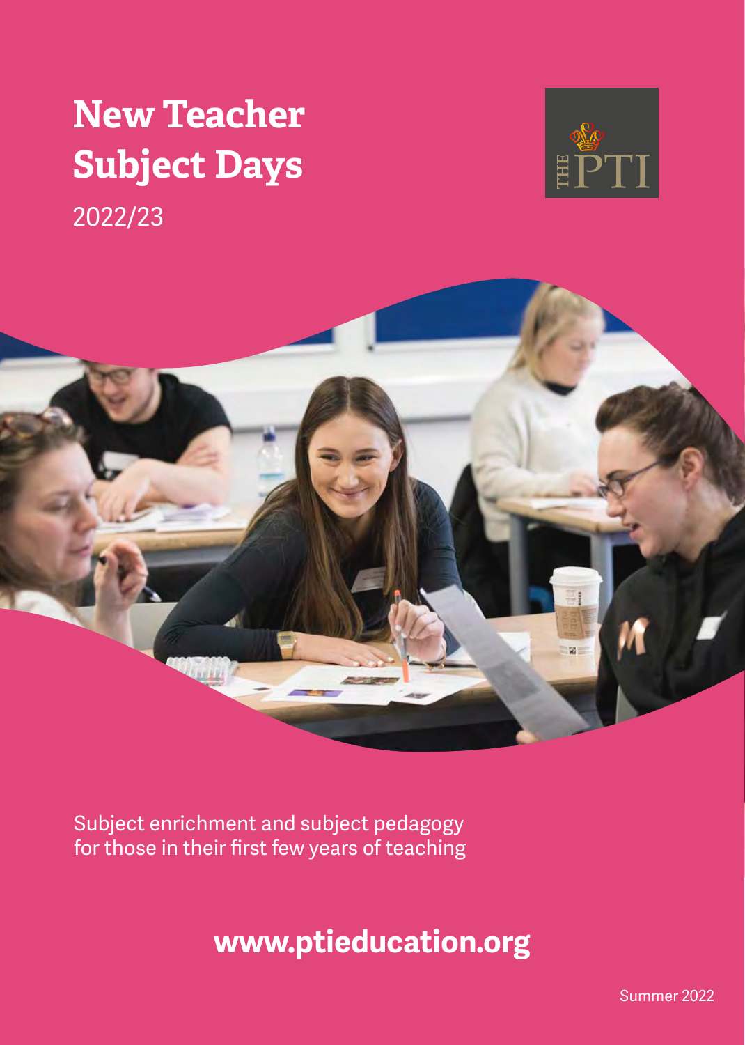# New Teacher Subject Days

2022/23

THE PTI

Subject enrichment and subject pedagogy for those in their first few years of teaching

**www.ptieducation.org**

Summer 2022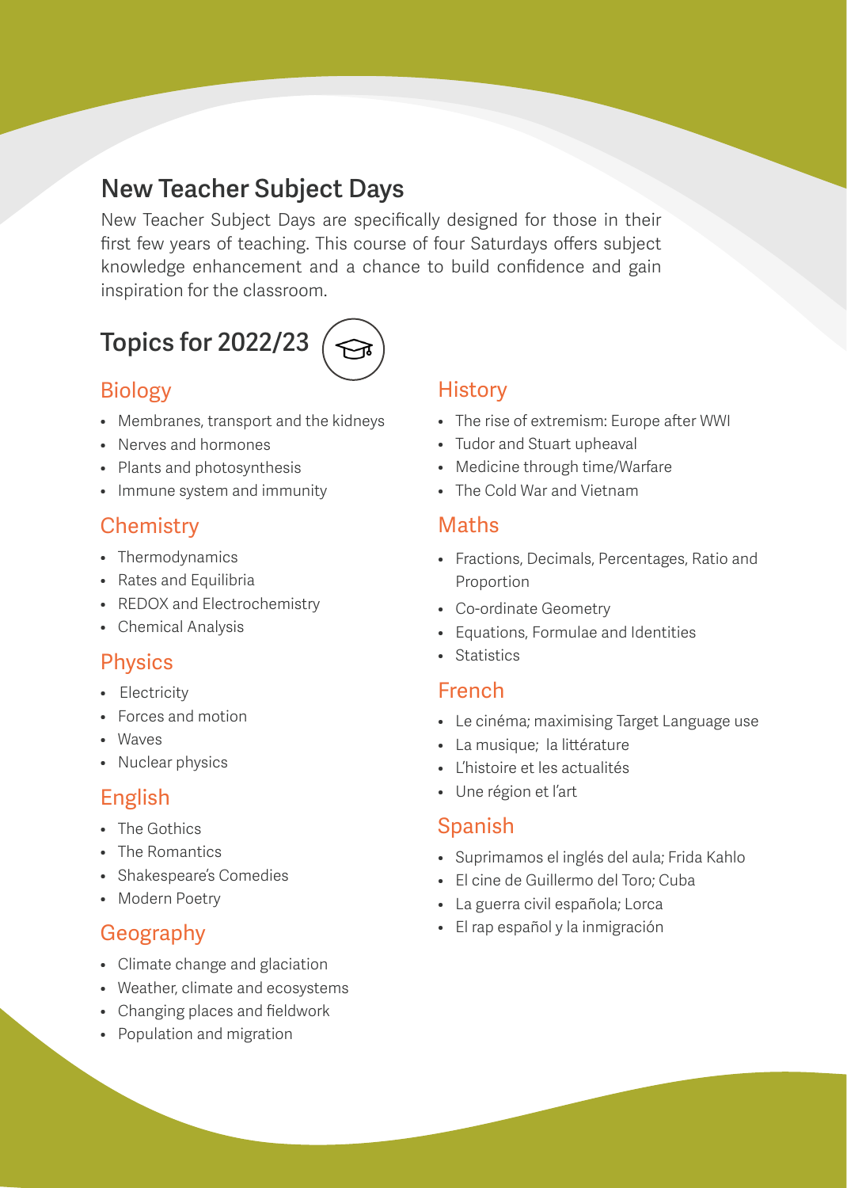# New Teacher Subject Days

New Teacher Subject Days are specifically designed for those in their first few years of teaching. This course of four Saturdays offers subject knowledge enhancement and a chance to build confidence and gain inspiration for the classroom.

## Topics for 2022/23

### Biology

- Membranes, transport and the kidneys
- Nerves and hormones
- Plants and photosynthesis
- Immune system and immunity

### Chemistry

- Thermodynamics
- Rates and Equilibria
- REDOX and Electrochemistry
- Chemical Analysis

### Physics

- Electricity
- Forces and motion
- Waves
- Nuclear physics

### English

- The Gothics
- The Romantics
- Shakespeare's Comedies
- Modern Poetry

### Geography

- Climate change and glaciation
- Weather, climate and ecosystems
- Changing places and fieldwork
- Population and migration

### History

- The rise of extremism: Europe after WWI
- Tudor and Stuart upheaval
- Medicine through time/Warfare
- The Cold War and Vietnam

### Maths

- Fractions, Decimals, Percentages, Ratio and Proportion
- Co-ordinate Geometry
- Equations, Formulae and Identities
- Statistics

### French

- Le cinéma; maximising Target Language use
- La musique; la littérature
- L'histoire et les actualités
- Une région et l'art

### Spanish

- Suprimamos el inglés del aula; Frida Kahlo
- El cine de Guillermo del Toro; Cuba
- La guerra civil española; Lorca
- El rap español y la inmigración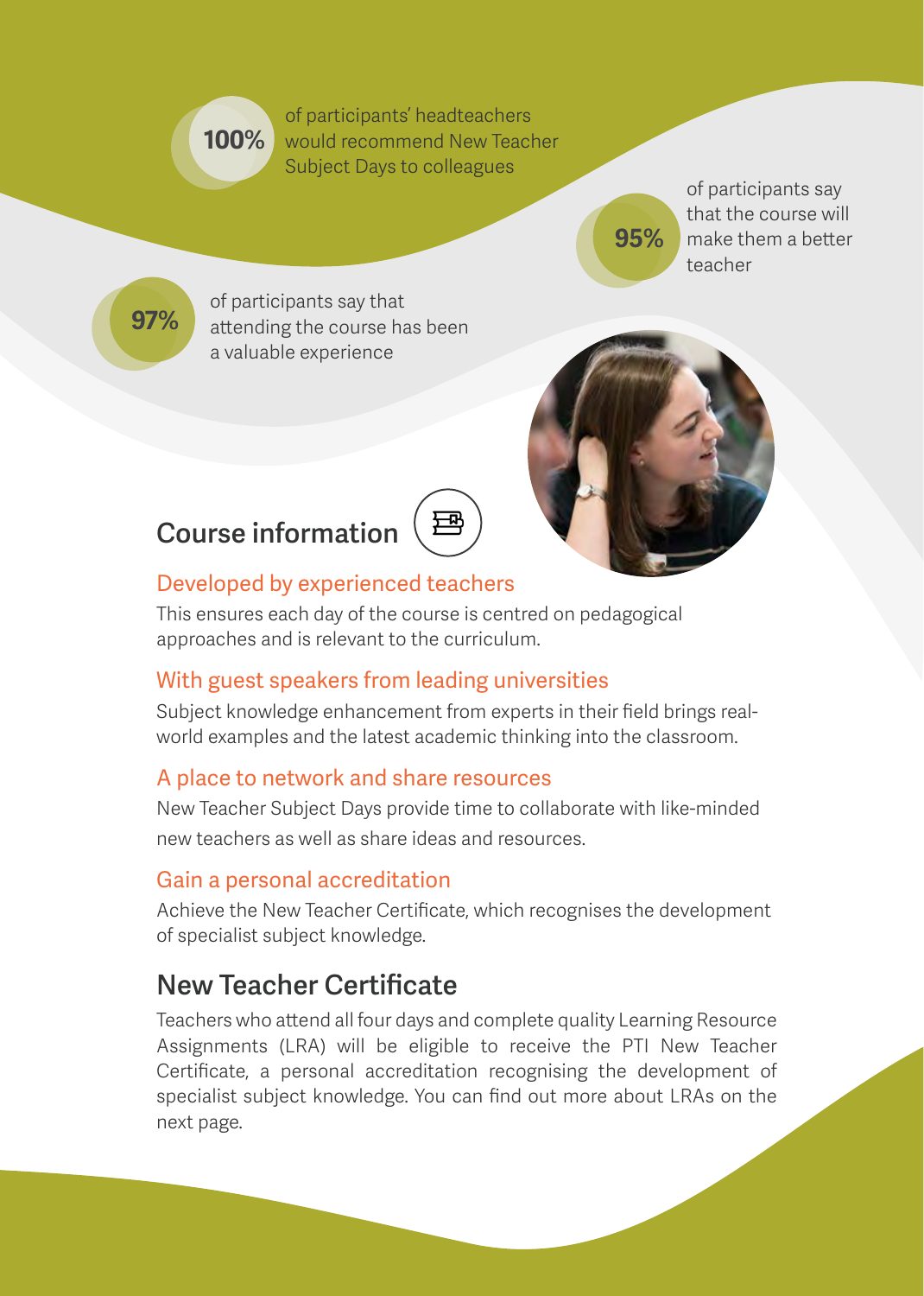**100%** of participants' headteachers would recommend New Teacher Subject Days to colleagues

**95%** of participants say that the course will make them a better teacher

**97%** of participants say that attending the course has been a valuable experience

## Course information

### Developed by experienced teachers

This ensures each day of the course is centred on pedagogical approaches and is relevant to the curriculum.

### With guest speakers from leading universities

Subject knowledge enhancement from experts in their field brings real-world examples and the latest academic thinking into the classroom.

### A place to network and share resources

New Teacher Subject Days provide time to collaborate with like-minded new teachers as well as share ideas and resources.

### Gain a personal accreditation

Achieve the New Teacher Certificate, which recognises the development of specialist subject knowledge.

## New Teacher Certificate

Teachers who attend all four days and complete quality Learning Resource Assignments (LRA) will be eligible to receive the PTI New Teacher Certificate, a personal accreditation recognising the development of specialist subject knowledge. You can find out more about LRAs on the next page.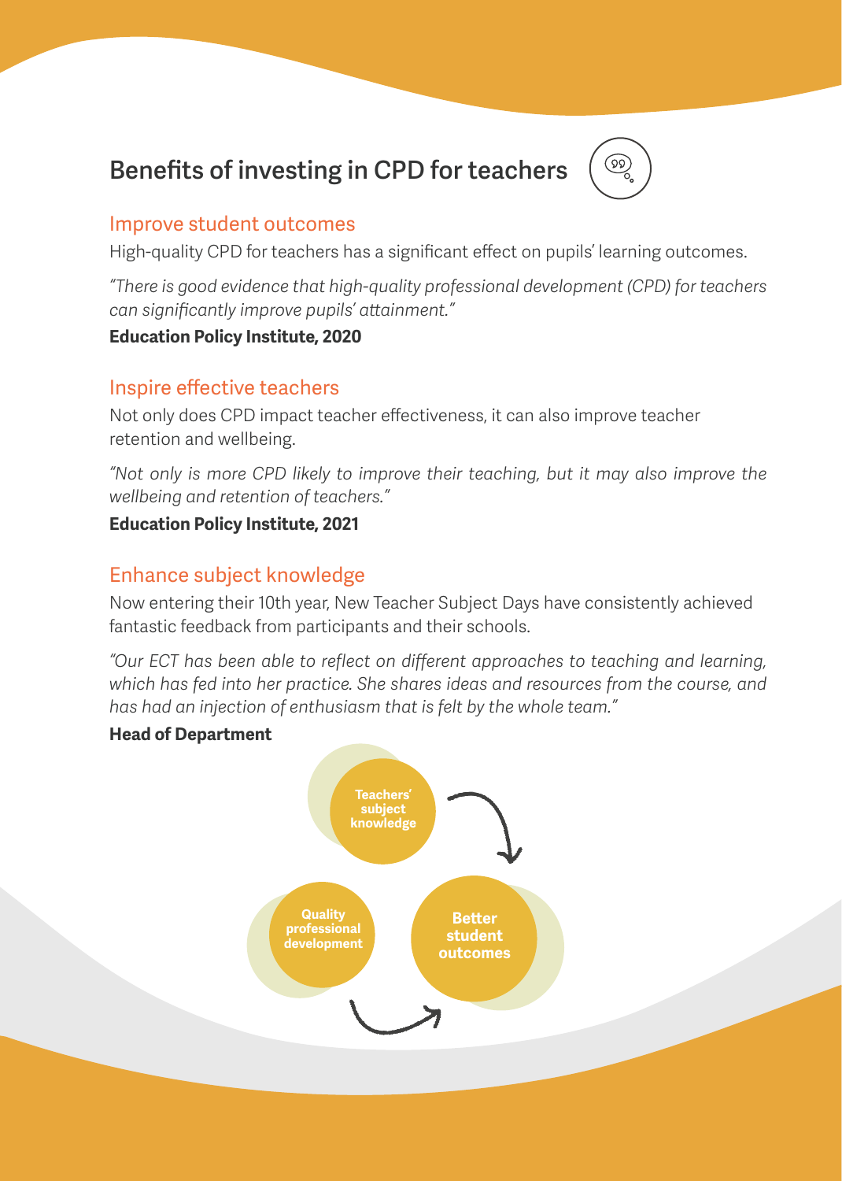# Benefits of investing in CPD for teachers

## Improve student outcomes

High-quality CPD for teachers has a significant effect on pupils' learning outcomes.

*"There is good evidence that high-quality professional development (CPD) for teachers can significantly improve pupils' attainment."*

**Education Policy Institute, 2020**

## Inspire effective teachers

Not only does CPD impact teacher effectiveness, it can also improve teacher retention and wellbeing.

*"Not only is more CPD likely to improve their teaching, but it may also improve the wellbeing and retention of teachers."*

**Education Policy Institute, 2021**

## Enhance subject knowledge

Now entering their 10th year, New Teacher Subject Days have consistently achieved fantastic feedback from participants and their schools.

*"Our ECT has been able to reflect on different approaches to teaching and learning, which has fed into her practice. She shares ideas and resources from the course, and has had an injection of enthusiasm that is felt by the whole team."*

**Head of Department**

Teachers' subject knowledge → Better student outcomes → Quality professional development → Teachers' subject knowledge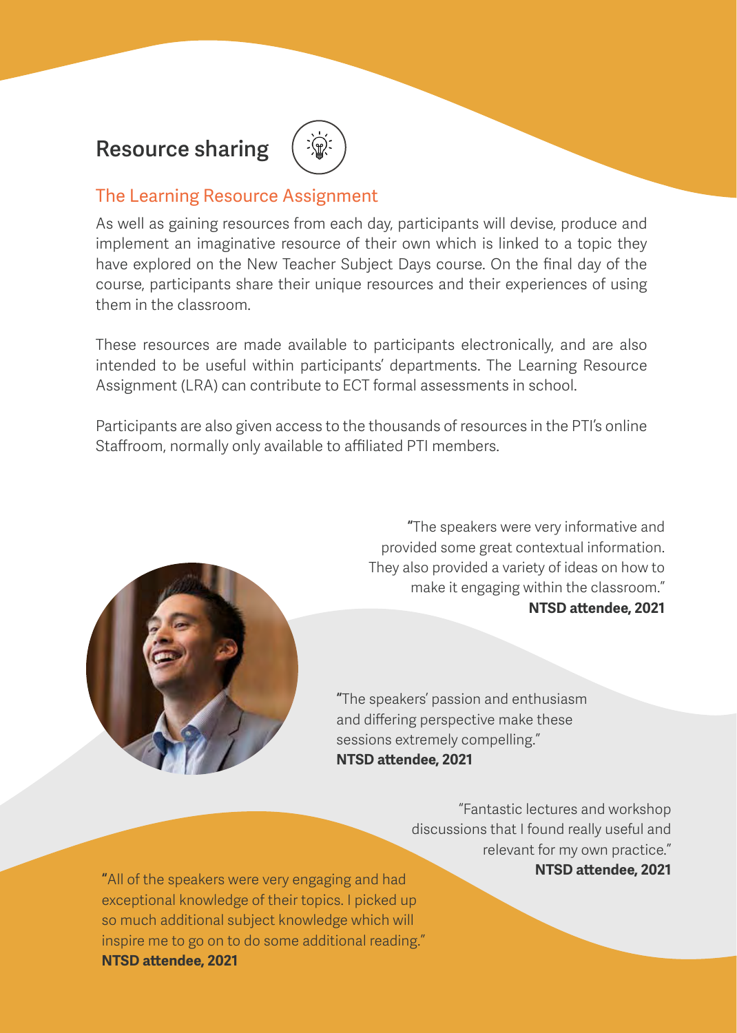## Resource sharing

### The Learning Resource Assignment

As well as gaining resources from each day, participants will devise, produce and implement an imaginative resource of their own which is linked to a topic they have explored on the New Teacher Subject Days course. On the final day of the course, participants share their unique resources and their experiences of using them in the classroom.

These resources are made available to participants electronically, and are also intended to be useful within participants' departments. The Learning Resource Assignment (LRA) can contribute to ECT formal assessments in school.

Participants are also given access to the thousands of resources in the PTI's online Staffroom, normally only available to affiliated PTI members.

"The speakers were very informative and provided some great contextual information. They also provided a variety of ideas on how to make it engaging within the classroom."
**NTSD attendee, 2021**

"The speakers' passion and enthusiasm and differing perspective make these sessions extremely compelling."
**NTSD attendee, 2021**

"Fantastic lectures and workshop discussions that I found really useful and relevant for my own practice."
**NTSD attendee, 2021**

"All of the speakers were very engaging and had exceptional knowledge of their topics. I picked up so much additional subject knowledge which will inspire me to go on to do some additional reading."
**NTSD attendee, 2021**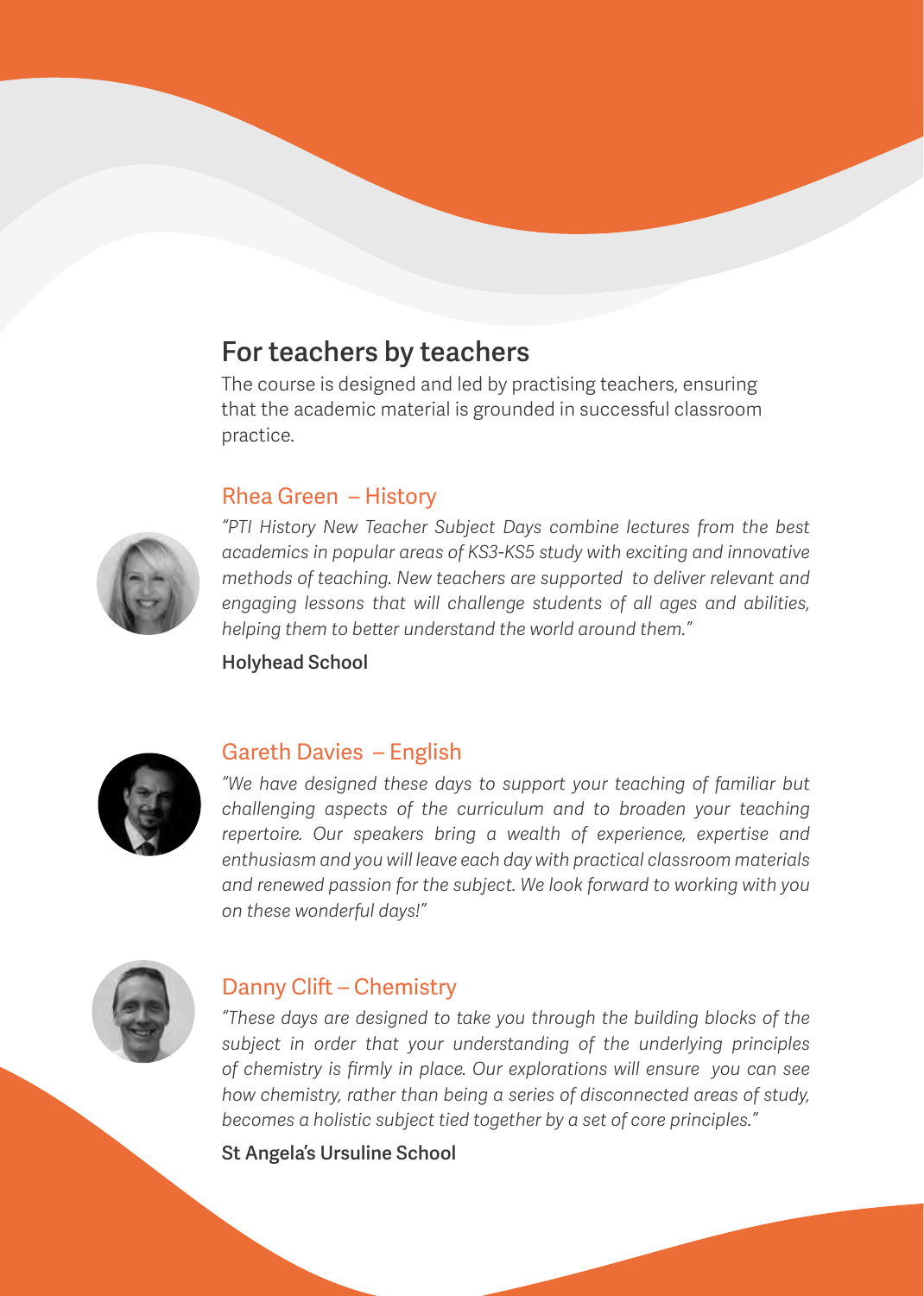## For teachers by teachers

The course is designed and led by practising teachers, ensuring that the academic material is grounded in successful classroom practice.

### Rhea Green – History

*"PTI History New Teacher Subject Days combine lectures from the best academics in popular areas of KS3-KS5 study with exciting and innovative methods of teaching. New teachers are supported to deliver relevant and engaging lessons that will challenge students of all ages and abilities, helping them to better understand the world around them."*

**Holyhead School**

### Gareth Davies – English

*"We have designed these days to support your teaching of familiar but challenging aspects of the curriculum and to broaden your teaching repertoire. Our speakers bring a wealth of experience, expertise and enthusiasm and you will leave each day with practical classroom materials and renewed passion for the subject. We look forward to working with you on these wonderful days!"*

### Danny Clift – Chemistry

*"These days are designed to take you through the building blocks of the subject in order that your understanding of the underlying principles of chemistry is firmly in place. Our explorations will ensure you can see how chemistry, rather than being a series of disconnected areas of study, becomes a holistic subject tied together by a set of core principles."*

**St Angela's Ursuline School**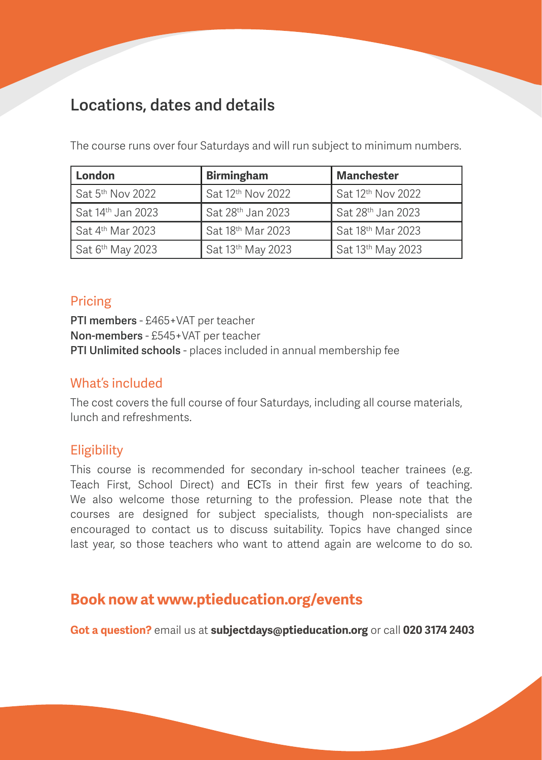## Locations, dates and details

The course runs over four Saturdays and will run subject to minimum numbers.

| London | Birmingham | Manchester |
|---|---|---|
| Sat 5th Nov 2022 | Sat 12th Nov 2022 | Sat 12th Nov 2022 |
| Sat 14th Jan 2023 | Sat 28th Jan 2023 | Sat 28th Jan 2023 |
| Sat 4th Mar 2023 | Sat 18th Mar 2023 | Sat 18th Mar 2023 |
| Sat 6th May 2023 | Sat 13th May 2023 | Sat 13th May 2023 |

### Pricing

**PTI members** - £465+VAT per teacher
**Non-members** - £545+VAT per teacher
**PTI Unlimited schools** - places included in annual membership fee

### What's included

The cost covers the full course of four Saturdays, including all course materials, lunch and refreshments.

### Eligibility

This course is recommended for secondary in-school teacher trainees (e.g. Teach First, School Direct) and ECTs in their first few years of teaching. We also welcome those returning to the profession. Please note that the courses are designed for subject specialists, though non-specialists are encouraged to contact us to discuss suitability. Topics have changed since last year, so those teachers who want to attend again are welcome to do so.

## Book now at www.ptieducation.org/events

**Got a question?** email us at **subjectdays@ptieducation.org** or call **020 3174 2403**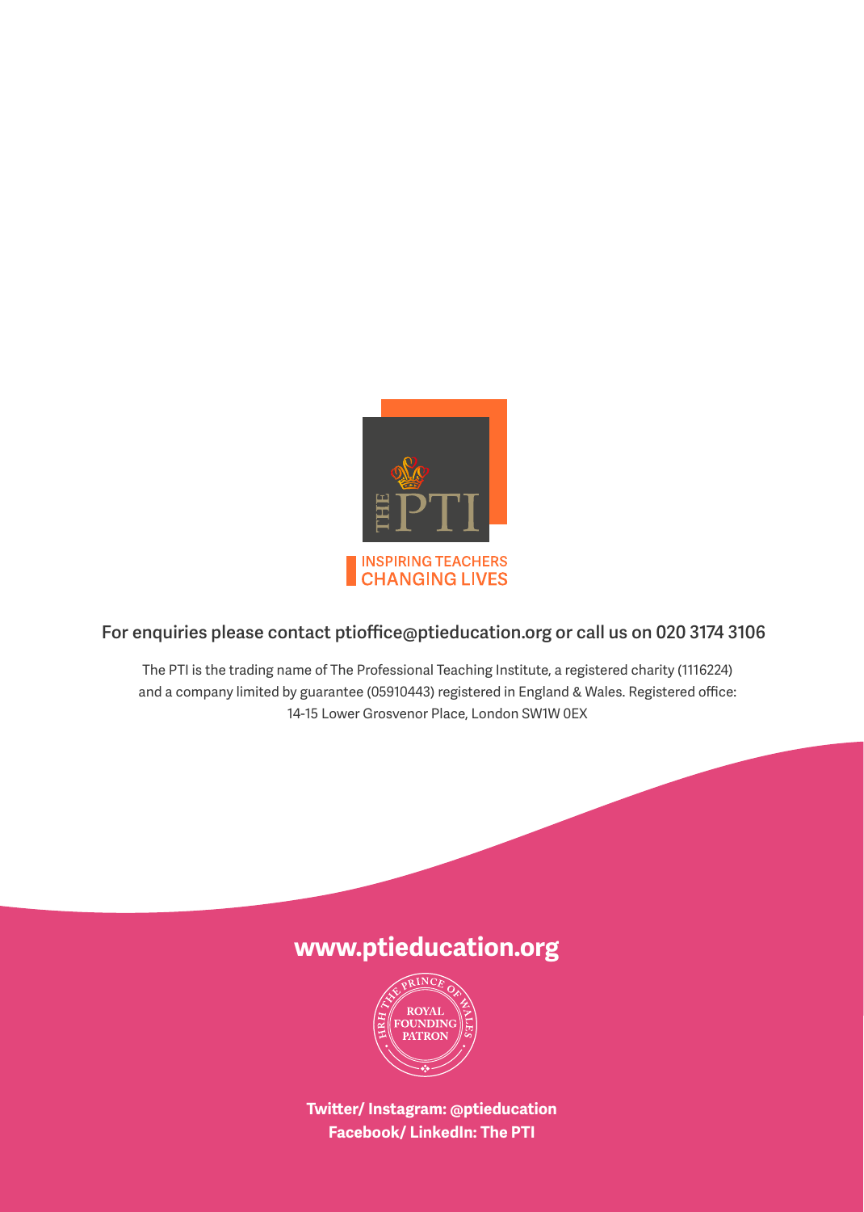INSPIRING TEACHERS
CHANGING LIVES

For enquiries please contact ptioffice@ptieducation.org or call us on 020 3174 3106

The PTI is the trading name of The Professional Teaching Institute, a registered charity (1116224) and a company limited by guarantee (05910443) registered in England & Wales. Registered office: 14-15 Lower Grosvenor Place, London SW1W 0EX

**www.ptieducation.org**

HRH THE PRINCE OF WALES
ROYAL FOUNDING PATRON

**Twitter/ Instagram: @ptieducation**
**Facebook/ LinkedIn: The PTI**